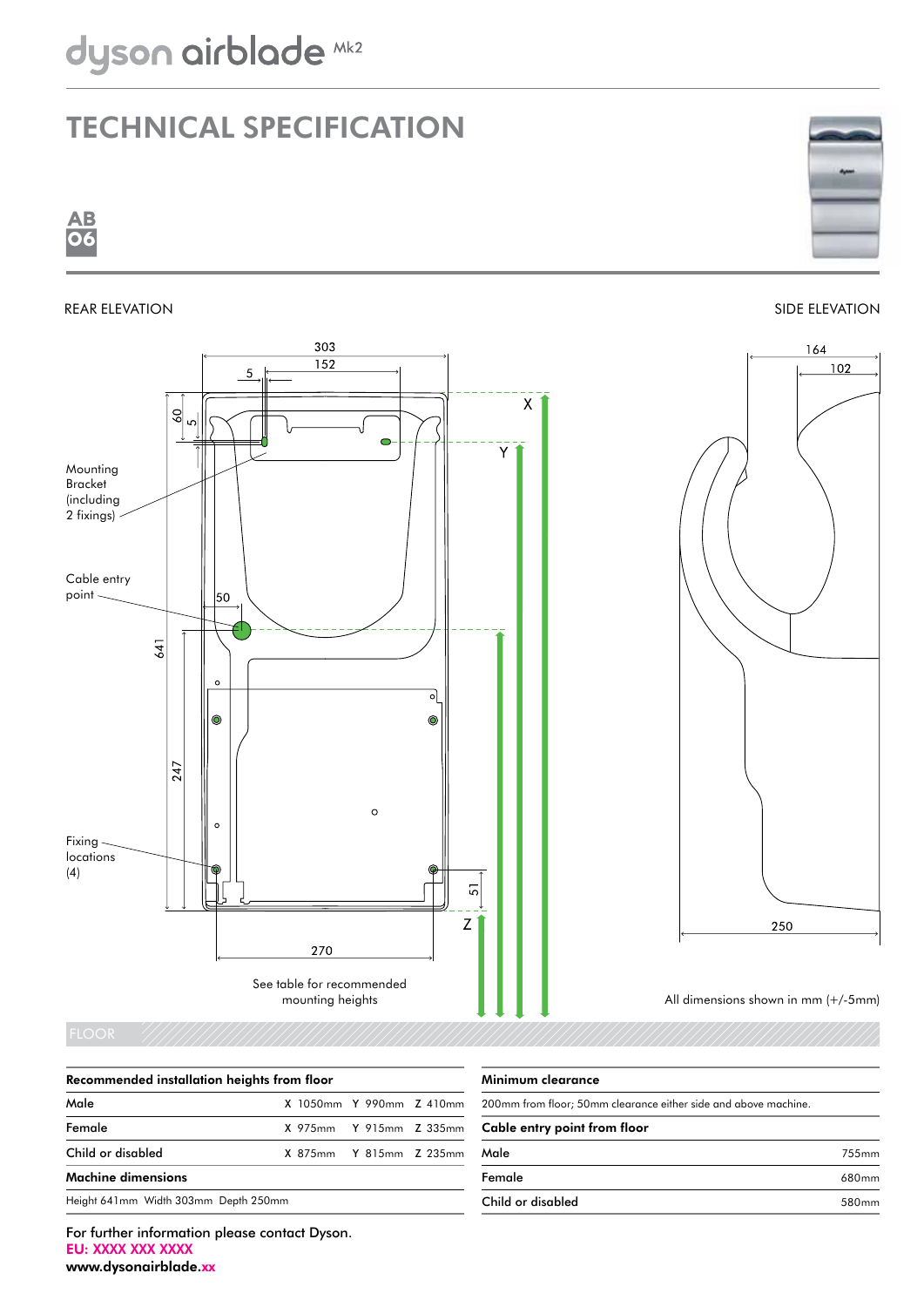# dyson airblade Mk2

## TECHNICAL SPECIFICATION

**AB 06**

REAR ELEVATION

SIDE ELEVATION

303

152

5

60

5

X

Y

Mounting Bracket (including 2 fixings)

Cable entry point

50

641

247

Fixing locations (4)

51

Z

270

See table for recommended mounting heights

164

102

250

All dimensions shown in mm (+/-5mm)

FLOOR

| Recommended installation heights from floor | | | |
|---|---|---|---|
| Male | X 1050mm | Y 990mm | Z 410mm |
| Female | X 975mm | Y 915mm | Z 335mm |
| Child or disabled | X 875mm | Y 815mm | Z 235mm |
| **Machine dimensions** | | | |
| Height 641mm Width 303mm Depth 250mm | | | |

| Minimum clearance | |
|---|---|
| 200mm from floor; 50mm clearance either side and above machine. | |
| **Cable entry point from floor** | |
| Male | 755mm |
| Female | 680mm |
| Child or disabled | 580mm |

For further information please contact Dyson.
EU: XXXX XXX XXXX
www.dysonairblade.xx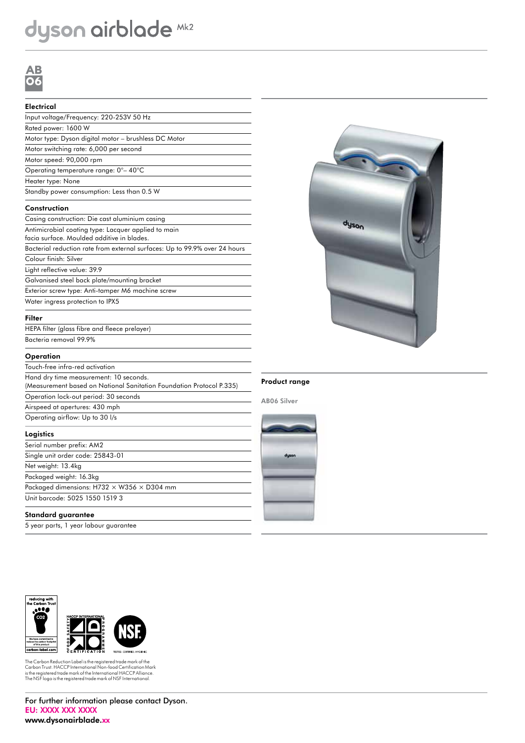# dyson airblade Mk2

## AB 06

### Electrical

Input voltage/Frequency: 220-253V 50 Hz

Rated power: 1600 W

Motor type: Dyson digital motor – brushless DC Motor

Motor switching rate: 6,000 per second

Motor speed: 90,000 rpm

Operating temperature range: 0°– 40°C

Heater type: None

Standby power consumption: Less than 0.5 W

### Construction

Casing construction: Die cast aluminium casing

Antimicrobial coating type: Lacquer applied to main facia surface. Moulded additive in blades.

Bacterial reduction rate from external surfaces: Up to 99.9% over 24 hours

Colour finish: Silver

Light reflective value: 39.9

Galvanised steel back plate/mounting bracket

Exterior screw type: Anti-tamper M6 machine screw

Water ingress protection to IPX5

### Filter

HEPA filter (glass fibre and fleece prelayer)

Bacteria removal 99.9%

### Operation

Touch-free infra-red activation

Hand dry time measurement: 10 seconds. (Measurement based on National Sanitation Foundation Protocol P.335)

Operation lock-out period: 30 seconds

Airspeed at apertures: 430 mph

Operating airflow: Up to 30 l/s

### Logistics

Serial number prefix: AM2

Single unit order code: 25843-01

Net weight: 13.4kg

Packaged weight: 16.3kg

Packaged dimensions: H732 × W356 × D304 mm

Unit barcode: 5025 1550 1519 3

### Standard guarantee

5 year parts, 1 year labour guarantee

### Product range

AB06 Silver

The Carbon Reduction Label is the registered trade mark of the Carbon Trust. HACCP International Non-food Certification Mark is the registered trade mark of the International HACCP Alliance. The NSF logo is the registered trade mark of NSF International.

For further information please contact Dyson.
**EU: XXXX XXX XXXX**
**www.dysonairblade.xx**